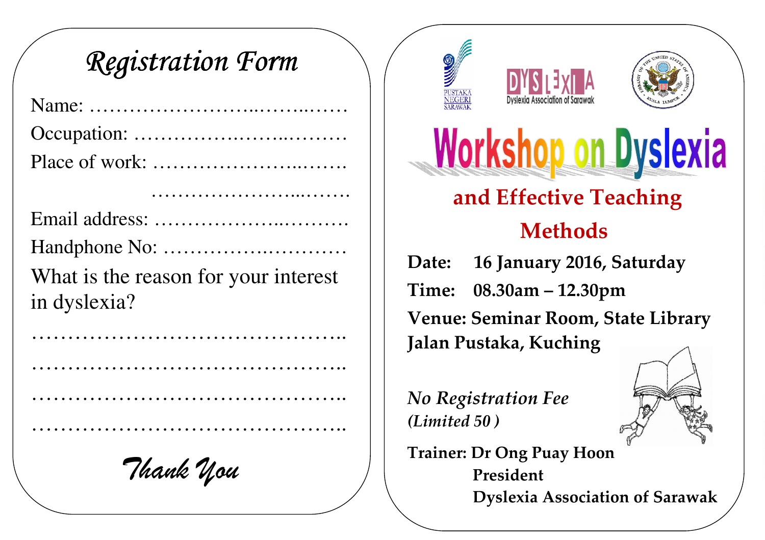# Registration Form

Name: ……………………..……..……

Occupation: ……………….…..………

Place of work: ……………………..…….

……………………...…….

Email address: ……………….……….

Handphone No: ………………………

What is the reason for your interest in dyslexia?

……………………………………..

……………………………………..

……………………………………..

……………………………………..

*Thank You*

---

PUSTAKA NEGERI SARAWAK

DYSLEXIA Dyslexia Association of Sarawak

EMBASSY OF THE UNITED STATES OF AMERICA KUALA LUMPUR

# Workshop on Dyslexia

## and Effective Teaching Methods

**Date: 16 January 2016, Saturday**

**Time: 08.30am – 12.30pm**

**Venue: Seminar Room, State Library Jalan Pustaka, Kuching**

***No Registration Fee***

***(Limited 50 )***

**Trainer: Dr Ong Puay Hoon**
**President**
**Dyslexia Association of Sarawak**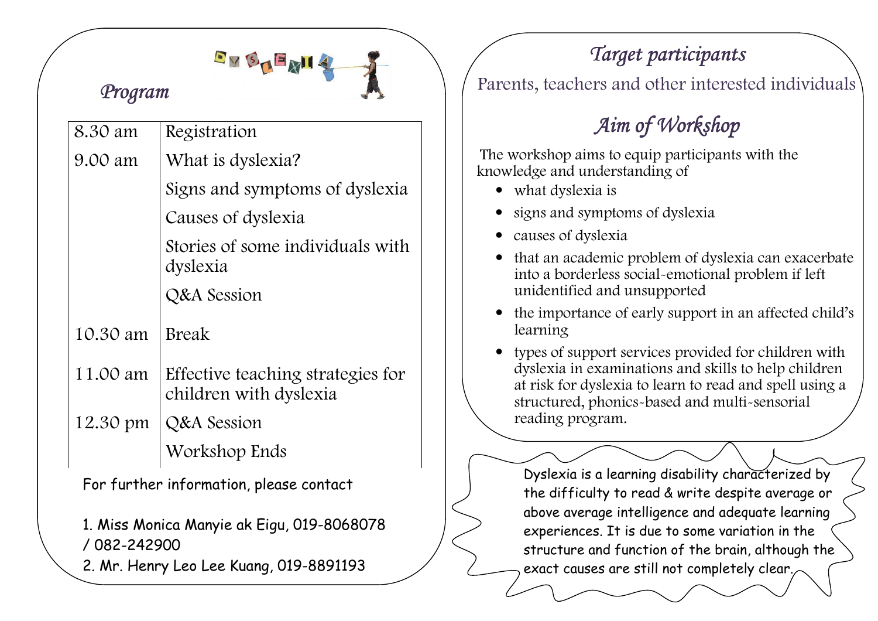## Program

| | |
|---|---|
| 8.30 am | Registration |
| 9.00 am | What is dyslexia? |
| | Signs and symptoms of dyslexia |
| | Causes of dyslexia |
| | Stories of some individuals with dyslexia |
| | Q&A Session |
| 10.30 am | Break |
| 11.00 am | Effective teaching strategies for children with dyslexia |
| 12.30 pm | Q&A Session |
| | Workshop Ends |

For further information, please contact

1. Miss Monica Manyie ak Eigu, 019-8068078 / 082-242900
2. Mr. Henry Leo Lee Kuang, 019-8891193

## Target participants

Parents, teachers and other interested individuals

## Aim of Workshop

The workshop aims to equip participants with the knowledge and understanding of

- what dyslexia is
- signs and symptoms of dyslexia
- causes of dyslexia
- that an academic problem of dyslexia can exacerbate into a borderless social-emotional problem if left unidentified and unsupported
- the importance of early support in an affected child's learning
- types of support services provided for children with dyslexia in examinations and skills to help children at risk for dyslexia to learn to read and spell using a structured, phonics-based and multi-sensorial reading program.

Dyslexia is a learning disability characterized by the difficulty to read & write despite average or above average intelligence and adequate learning experiences. It is due to some variation in the structure and function of the brain, although the exact causes are still not completely clear.